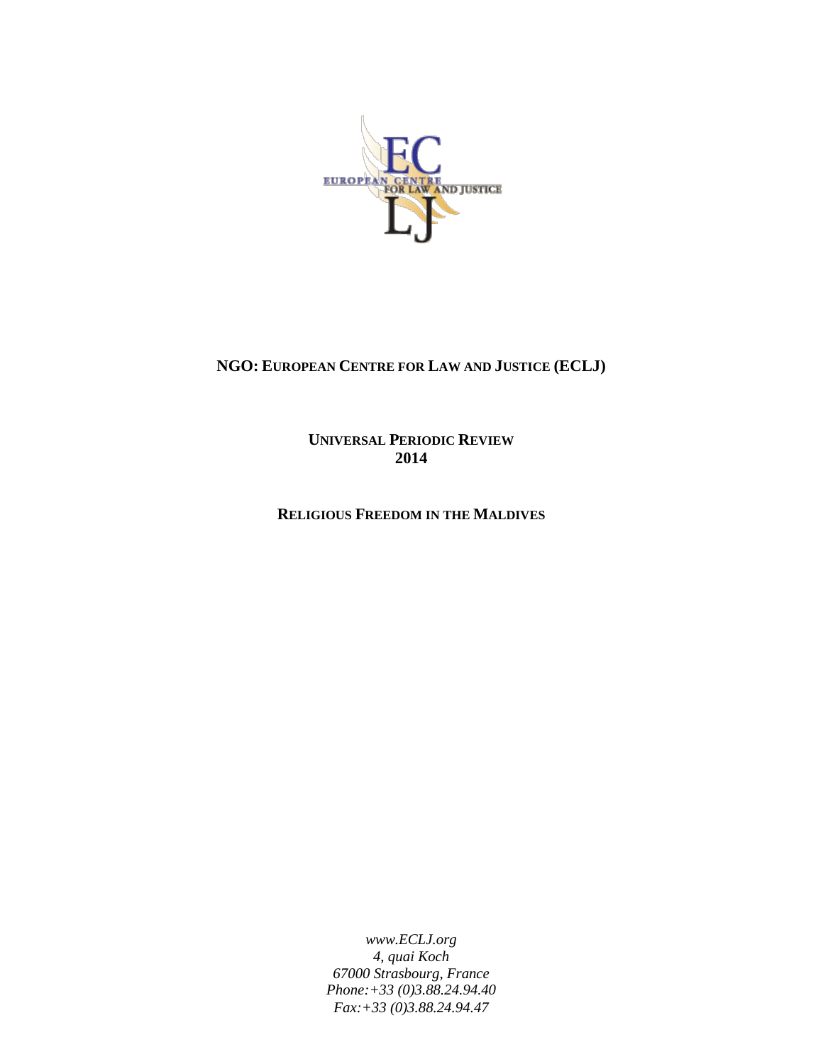**NGO: EUROPEAN CENTRE FOR LAW AND JUSTICE (ECLJ)**

**UNIVERSAL PERIODIC REVIEW**
**2014**

**RELIGIOUS FREEDOM IN THE MALDIVES**

*www.ECLJ.org*
*4, quai Koch*
*67000 Strasbourg, France*
*Phone:+33 (0)3.88.24.94.40*
*Fax:+33 (0)3.88.24.94.47*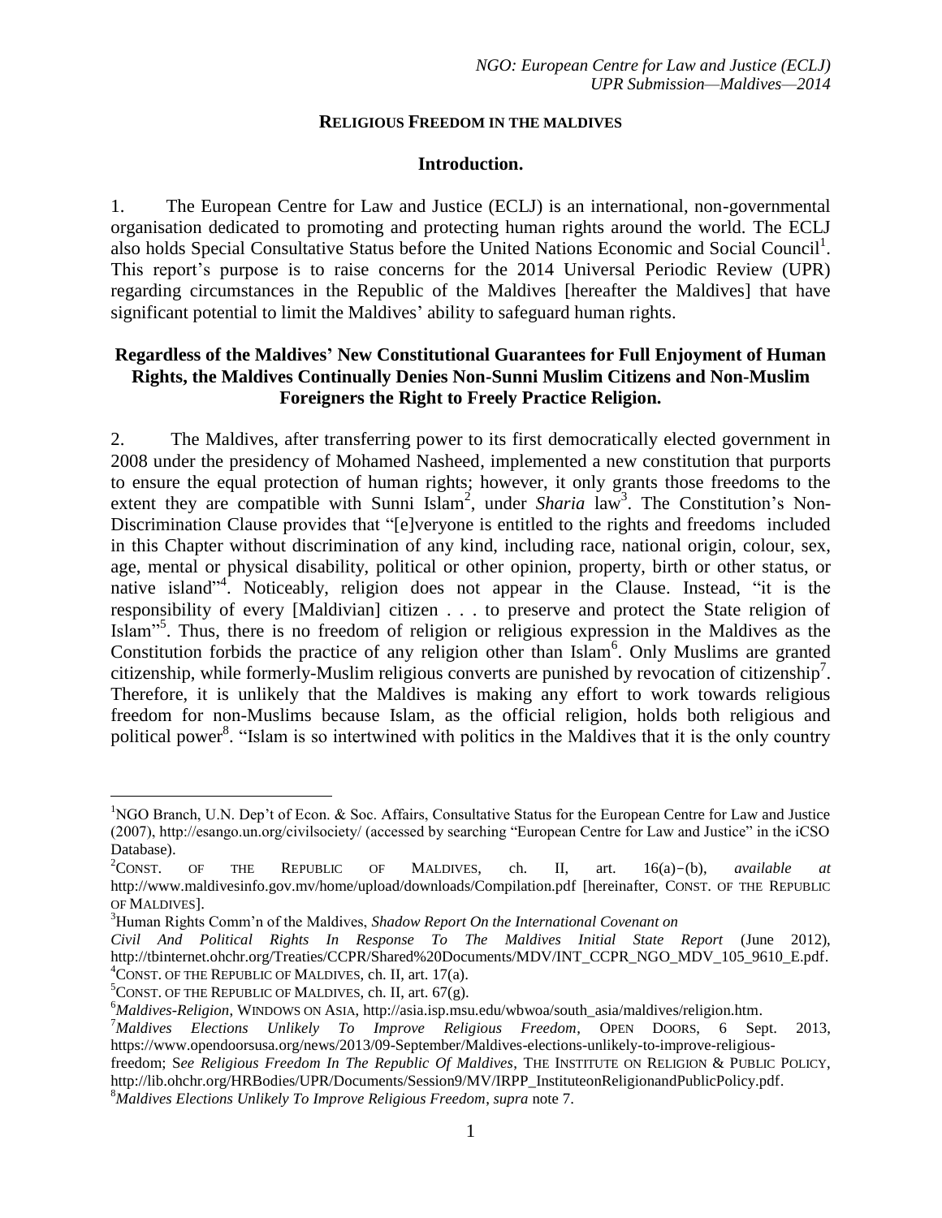## RELIGIOUS FREEDOM IN THE MALDIVES

### Introduction.

1. The European Centre for Law and Justice (ECLJ) is an international, non-governmental organisation dedicated to promoting and protecting human rights around the world. The ECLJ also holds Special Consultative Status before the United Nations Economic and Social Council[1]. This report's purpose is to raise concerns for the 2014 Universal Periodic Review (UPR) regarding circumstances in the Republic of the Maldives [hereafter the Maldives] that have significant potential to limit the Maldives' ability to safeguard human rights.

### Regardless of the Maldives' New Constitutional Guarantees for Full Enjoyment of Human Rights, the Maldives Continually Denies Non-Sunni Muslim Citizens and Non-Muslim Foreigners the Right to Freely Practice Religion.

2. The Maldives, after transferring power to its first democratically elected government in 2008 under the presidency of Mohamed Nasheed, implemented a new constitution that purports to ensure the equal protection of human rights; however, it only grants those freedoms to the extent they are compatible with Sunni Islam[2], under *Sharia* law[3]. The Constitution's Non-Discrimination Clause provides that "[e]veryone is entitled to the rights and freedoms included in this Chapter without discrimination of any kind, including race, national origin, colour, sex, age, mental or physical disability, political or other opinion, property, birth or other status, or native island"[4]. Noticeably, religion does not appear in the Clause. Instead, "it is the responsibility of every [Maldivian] citizen . . . to preserve and protect the State religion of Islam"[5]. Thus, there is no freedom of religion or religious expression in the Maldives as the Constitution forbids the practice of any religion other than Islam[6]. Only Muslims are granted citizenship, while formerly-Muslim religious converts are punished by revocation of citizenship[7]. Therefore, it is unlikely that the Maldives is making any effort to work towards religious freedom for non-Muslims because Islam, as the official religion, holds both religious and political power[8]. "Islam is so intertwined with politics in the Maldives that it is the only country

---

[1] NGO Branch, U.N. Dep't of Econ. & Soc. Affairs, Consultative Status for the European Centre for Law and Justice (2007), http://esango.un.org/civilsociety/ (accessed by searching "European Centre for Law and Justice" in the iCSO Database).

[2] CONST. OF THE REPUBLIC OF MALDIVES, ch. II, art. 16(a)–(b), *available at* http://www.maldivesinfo.gov.mv/home/upload/downloads/Compilation.pdf [hereinafter, CONST. OF THE REPUBLIC OF MALDIVES].

[3] Human Rights Comm'n of the Maldives, *Shadow Report On the International Covenant on Civil And Political Rights In Response To The Maldives Initial State Report* (June 2012), http://tbinternet.ohchr.org/Treaties/CCPR/Shared%20Documents/MDV/INT_CCPR_NGO_MDV_105_9610_E.pdf.

[4] CONST. OF THE REPUBLIC OF MALDIVES, ch. II, art. 17(a).

[5] CONST. OF THE REPUBLIC OF MALDIVES, ch. II, art. 67(g).

[6] *Maldives-Religion*, WINDOWS ON ASIA, http://asia.isp.msu.edu/wbwoa/south_asia/maldives/religion.htm.

[7] *Maldives Elections Unlikely To Improve Religious Freedom*, OPEN DOORS, 6 Sept. 2013, https://www.opendoorsusa.org/news/2013/09-September/Maldives-elections-unlikely-to-improve-religious-freedom; S*ee Religious Freedom In The Republic Of Maldives*, THE INSTITUTE ON RELIGION & PUBLIC POLICY, http://lib.ohchr.org/HRBodies/UPR/Documents/Session9/MV/IRPP_InstituteonReligionandPublicPolicy.pdf.

[8] *Maldives Elections Unlikely To Improve Religious Freedom*, *supra* note 7.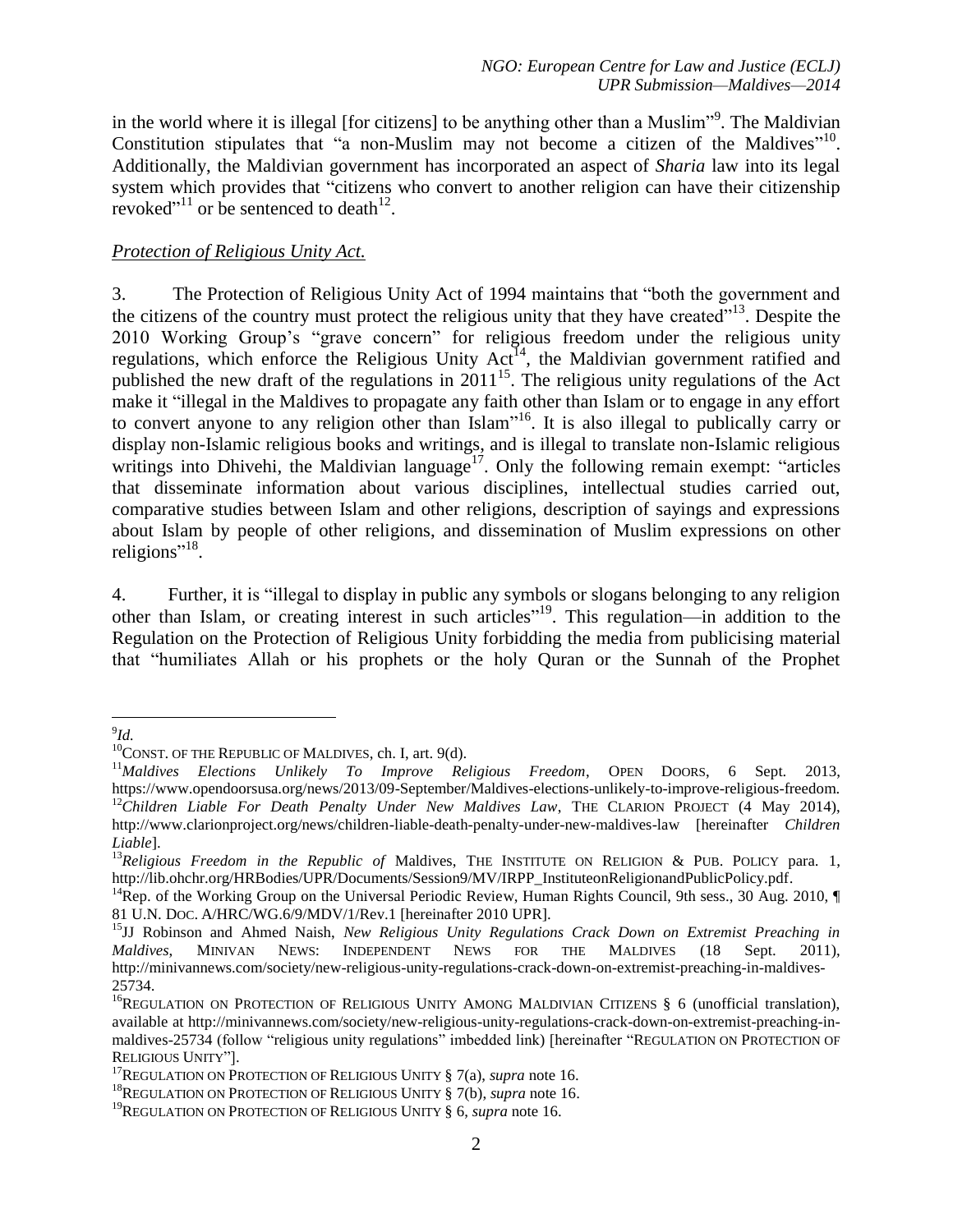in the world where it is illegal [for citizens] to be anything other than a Muslim"[9]. The Maldivian Constitution stipulates that "a non-Muslim may not become a citizen of the Maldives"[10]. Additionally, the Maldivian government has incorporated an aspect of *Sharia* law into its legal system which provides that "citizens who convert to another religion can have their citizenship revoked"[11] or be sentenced to death[12].

*Protection of Religious Unity Act.*

3. The Protection of Religious Unity Act of 1994 maintains that "both the government and the citizens of the country must protect the religious unity that they have created"[13]. Despite the 2010 Working Group's "grave concern" for religious freedom under the religious unity regulations, which enforce the Religious Unity Act[14], the Maldivian government ratified and published the new draft of the regulations in 2011[15]. The religious unity regulations of the Act make it "illegal in the Maldives to propagate any faith other than Islam or to engage in any effort to convert anyone to any religion other than Islam"[16]. It is also illegal to publically carry or display non-Islamic religious books and writings, and is illegal to translate non-Islamic religious writings into Dhivehi, the Maldivian language[17]. Only the following remain exempt: "articles that disseminate information about various disciplines, intellectual studies carried out, comparative studies between Islam and other religions, description of sayings and expressions about Islam by people of other religions, and dissemination of Muslim expressions on other religions"[18].

4. Further, it is "illegal to display in public any symbols or slogans belonging to any religion other than Islam, or creating interest in such articles"[19]. This regulation—in addition to the Regulation on the Protection of Religious Unity forbidding the media from publicising material that "humiliates Allah or his prophets or the holy Quran or the Sunnah of the Prophet

---

[9] *Id.*

[10] CONST. OF THE REPUBLIC OF MALDIVES, ch. I, art. 9(d).

[11] *Maldives Elections Unlikely To Improve Religious Freedom*, OPEN DOORS, 6 Sept. 2013, https://www.opendoorsusa.org/news/2013/09-September/Maldives-elections-unlikely-to-improve-religious-freedom.

[12] *Children Liable For Death Penalty Under New Maldives Law*, THE CLARION PROJECT (4 May 2014), http://www.clarionproject.org/news/children-liable-death-penalty-under-new-maldives-law [hereinafter *Children Liable*].

[13] *Religious Freedom in the Republic of* Maldives, THE INSTITUTE ON RELIGION & PUB. POLICY para. 1, http://lib.ohchr.org/HRBodies/UPR/Documents/Session9/MV/IRPP_InstituteonReligionandPublicPolicy.pdf.

[14] Rep. of the Working Group on the Universal Periodic Review, Human Rights Council, 9th sess., 30 Aug. 2010, ¶ 81 U.N. DOC. A/HRC/WG.6/9/MDV/1/Rev.1 [hereinafter 2010 UPR].

[15] JJ Robinson and Ahmed Naish, *New Religious Unity Regulations Crack Down on Extremist Preaching in Maldives*, MINIVAN NEWS: INDEPENDENT NEWS FOR THE MALDIVES (18 Sept. 2011), http://minivannews.com/society/new-religious-unity-regulations-crack-down-on-extremist-preaching-in-maldives-25734.

[16] REGULATION ON PROTECTION OF RELIGIOUS UNITY AMONG MALDIVIAN CITIZENS § 6 (unofficial translation), available at http://minivannews.com/society/new-religious-unity-regulations-crack-down-on-extremist-preaching-in-maldives-25734 (follow "religious unity regulations" imbedded link) [hereinafter "REGULATION ON PROTECTION OF RELIGIOUS UNITY"].

[17] REGULATION ON PROTECTION OF RELIGIOUS UNITY § 7(a), *supra* note 16.

[18] REGULATION ON PROTECTION OF RELIGIOUS UNITY § 7(b), *supra* note 16.

[19] REGULATION ON PROTECTION OF RELIGIOUS UNITY § 6, *supra* note 16.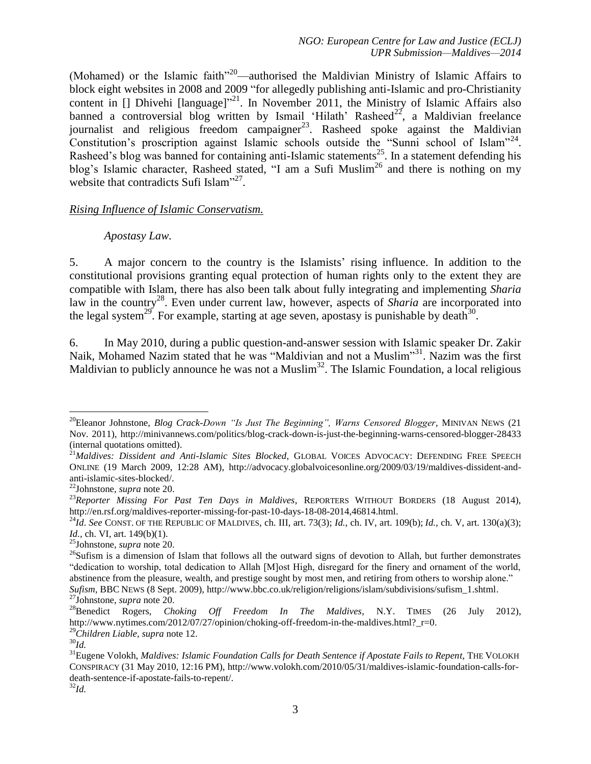(Mohamed) or the Islamic faith"[20]—authorised the Maldivian Ministry of Islamic Affairs to block eight websites in 2008 and 2009 "for allegedly publishing anti-Islamic and pro-Christianity content in [] Dhivehi [language]"[21]. In November 2011, the Ministry of Islamic Affairs also banned a controversial blog written by Ismail 'Hilath' Rasheed[22], a Maldivian freelance journalist and religious freedom campaigner[23]. Rasheed spoke against the Maldivian Constitution's proscription against Islamic schools outside the "Sunni school of Islam"[24]. Rasheed's blog was banned for containing anti-Islamic statements[25]. In a statement defending his blog's Islamic character, Rasheed stated, "I am a Sufi Muslim[26] and there is nothing on my website that contradicts Sufi Islam"[27].

*Rising Influence of Islamic Conservatism.*

*Apostasy Law.*

5. A major concern to the country is the Islamists' rising influence. In addition to the constitutional provisions granting equal protection of human rights only to the extent they are compatible with Islam, there has also been talk about fully integrating and implementing *Sharia* law in the country[28]. Even under current law, however, aspects of *Sharia* are incorporated into the legal system[29]. For example, starting at age seven, apostasy is punishable by death[30].

6. In May 2010, during a public question-and-answer session with Islamic speaker Dr. Zakir Naik, Mohamed Nazim stated that he was "Maldivian and not a Muslim"[31]. Nazim was the first Maldivian to publicly announce he was not a Muslim[32]. The Islamic Foundation, a local religious

---

[20] Eleanor Johnstone, *Blog Crack-Down "Is Just The Beginning", Warns Censored Blogger*, MINIVAN NEWS (21 Nov. 2011), http://minivannews.com/politics/blog-crack-down-is-just-the-beginning-warns-censored-blogger-28433 (internal quotations omitted).

[21] *Maldives: Dissident and Anti-Islamic Sites Blocked*, GLOBAL VOICES ADVOCACY: DEFENDING FREE SPEECH ONLINE (19 March 2009, 12:28 AM), http://advocacy.globalvoicesonline.org/2009/03/19/maldives-dissident-and-anti-islamic-sites-blocked/.

[22] Johnstone, *supra* note 20.

[23] *Reporter Missing For Past Ten Days in Maldives*, REPORTERS WITHOUT BORDERS (18 August 2014), http://en.rsf.org/maldives-reporter-missing-for-past-10-days-18-08-2014,46814.html.

[24] *Id*. *See* CONST. OF THE REPUBLIC OF MALDIVES, ch. III, art. 73(3); *Id.*, ch. IV, art. 109(b); *Id.*, ch. V, art. 130(a)(3); *Id.*, ch. VI, art. 149(b)(1).

[25] Johnstone, *supra* note 20.

[26] Sufism is a dimension of Islam that follows all the outward signs of devotion to Allah, but further demonstrates "dedication to worship, total dedication to Allah [M]ost High, disregard for the finery and ornament of the world, abstinence from the pleasure, wealth, and prestige sought by most men, and retiring from others to worship alone." *Sufism*, BBC NEWS (8 Sept. 2009), http://www.bbc.co.uk/religion/religions/islam/subdivisions/sufism_1.shtml.

[27] Johnstone, *supra* note 20.

[28] Benedict Rogers, *Choking Off Freedom In The Maldives*, N.Y. TIMES (26 July 2012), http://www.nytimes.com/2012/07/27/opinion/choking-off-freedom-in-the-maldives.html?_r=0.

[29] *Children Liable*, *supra* note 12.

[30] *Id.*

[31] Eugene Volokh, *Maldives: Islamic Foundation Calls for Death Sentence if Apostate Fails to Repent*, THE VOLOKH CONSPIRACY (31 May 2010, 12:16 PM), http://www.volokh.com/2010/05/31/maldives-islamic-foundation-calls-for-death-sentence-if-apostate-fails-to-repent/.

[32] *Id.*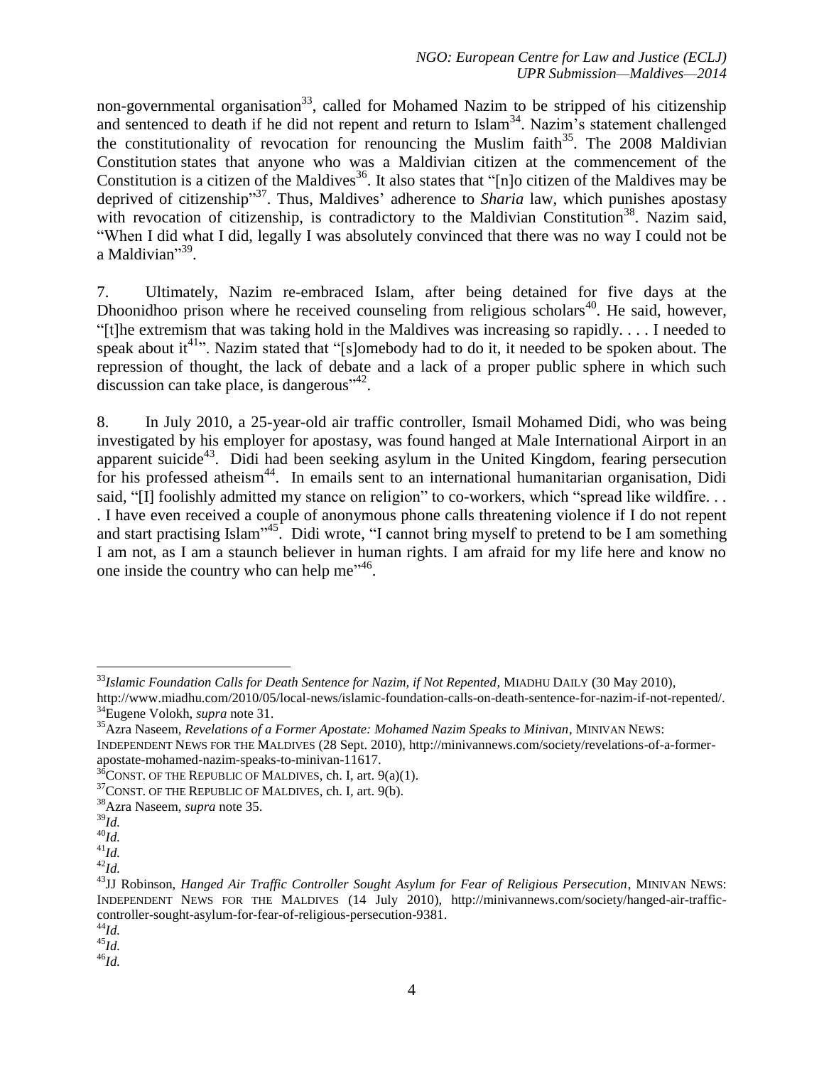non-governmental organisation[33], called for Mohamed Nazim to be stripped of his citizenship and sentenced to death if he did not repent and return to Islam[34]. Nazim's statement challenged the constitutionality of revocation for renouncing the Muslim faith[35]. The 2008 Maldivian Constitution states that anyone who was a Maldivian citizen at the commencement of the Constitution is a citizen of the Maldives[36]. It also states that "[n]o citizen of the Maldives may be deprived of citizenship"[37]. Thus, Maldives' adherence to *Sharia* law, which punishes apostasy with revocation of citizenship, is contradictory to the Maldivian Constitution[38]. Nazim said, "When I did what I did, legally I was absolutely convinced that there was no way I could not be a Maldivian"[39].

7. Ultimately, Nazim re-embraced Islam, after being detained for five days at the Dhoonidhoo prison where he received counseling from religious scholars[40]. He said, however, "[t]he extremism that was taking hold in the Maldives was increasing so rapidly. . . . I needed to speak about it[41]". Nazim stated that "[s]omebody had to do it, it needed to be spoken about. The repression of thought, the lack of debate and a lack of a proper public sphere in which such discussion can take place, is dangerous"[42].

8. In July 2010, a 25-year-old air traffic controller, Ismail Mohamed Didi, who was being investigated by his employer for apostasy, was found hanged at Male International Airport in an apparent suicide[43]. Didi had been seeking asylum in the United Kingdom, fearing persecution for his professed atheism[44]. In emails sent to an international humanitarian organisation, Didi said, "[I] foolishly admitted my stance on religion" to co-workers, which "spread like wildfire. . . . I have even received a couple of anonymous phone calls threatening violence if I do not repent and start practising Islam"[45]. Didi wrote, "I cannot bring myself to pretend to be I am something I am not, as I am a staunch believer in human rights. I am afraid for my life here and know no one inside the country who can help me"[46].

---

[33] *Islamic Foundation Calls for Death Sentence for Nazim, if Not Repented*, MIADHU DAILY (30 May 2010), http://www.miadhu.com/2010/05/local-news/islamic-foundation-calls-on-death-sentence-for-nazim-if-not-repented/.

[34] Eugene Volokh, *supra* note 31.

[35] Azra Naseem, *Revelations of a Former Apostate: Mohamed Nazim Speaks to Minivan*, MINIVAN NEWS: INDEPENDENT NEWS FOR THE MALDIVES (28 Sept. 2010), http://minivannews.com/society/revelations-of-a-former-apostate-mohamed-nazim-speaks-to-minivan-11617.

[36] CONST. OF THE REPUBLIC OF MALDIVES, ch. I, art. 9(a)(1).

[37] CONST. OF THE REPUBLIC OF MALDIVES, ch. I, art. 9(b).

[38] Azra Naseem, *supra* note 35.

[39] *Id.*

[40] *Id.*

[41] *Id.*

[42] *Id.*

[43] JJ Robinson, *Hanged Air Traffic Controller Sought Asylum for Fear of Religious Persecution*, MINIVAN NEWS: INDEPENDENT NEWS FOR THE MALDIVES (14 July 2010), http://minivannews.com/society/hanged-air-traffic-controller-sought-asylum-for-fear-of-religious-persecution-9381.

[44] *Id.*

[45] *Id.*

[46] *Id.*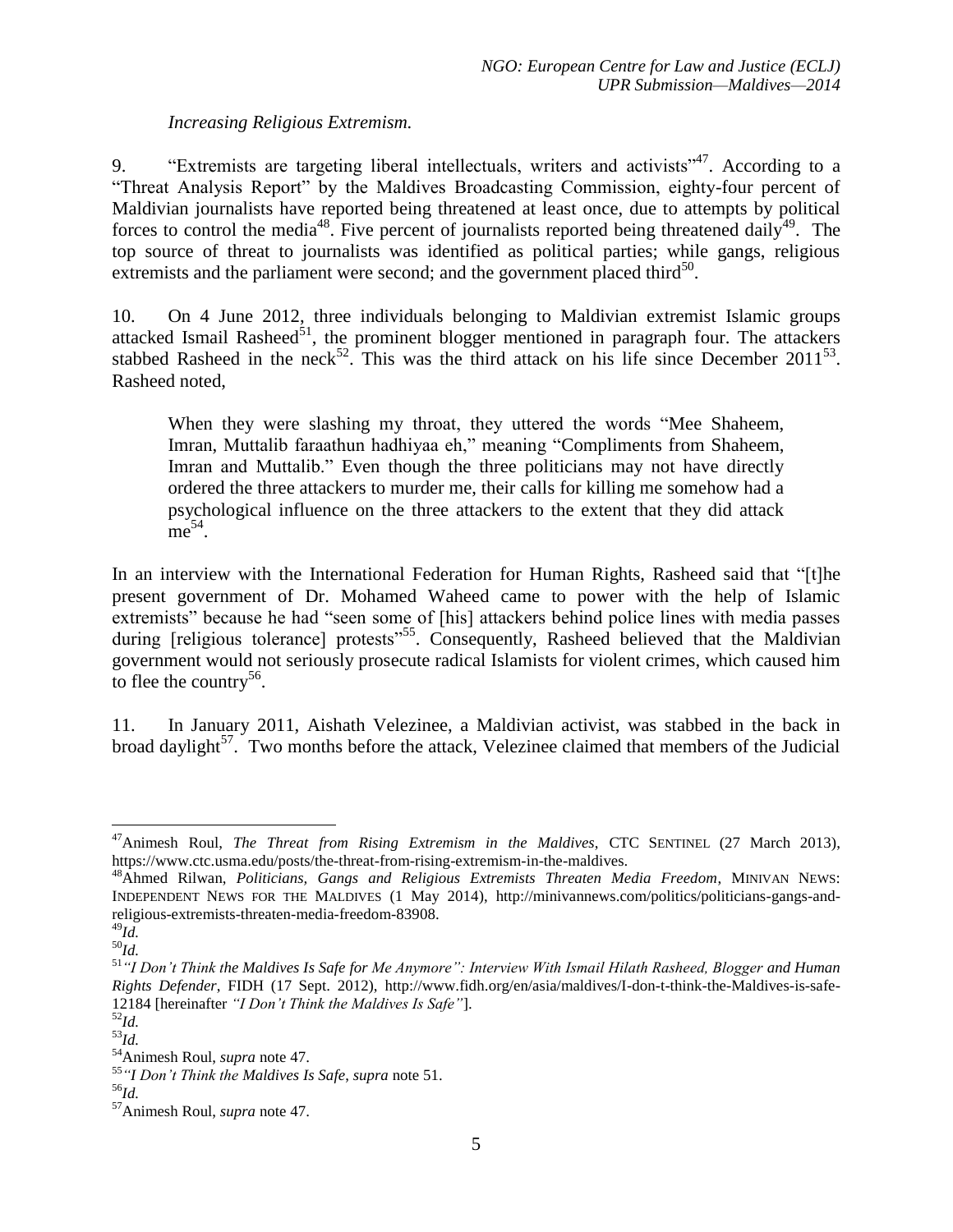*Increasing Religious Extremism.*

9. "Extremists are targeting liberal intellectuals, writers and activists"[47]. According to a "Threat Analysis Report" by the Maldives Broadcasting Commission, eighty-four percent of Maldivian journalists have reported being threatened at least once, due to attempts by political forces to control the media[48]. Five percent of journalists reported being threatened daily[49]. The top source of threat to journalists was identified as political parties; while gangs, religious extremists and the parliament were second; and the government placed third[50].

10. On 4 June 2012, three individuals belonging to Maldivian extremist Islamic groups attacked Ismail Rasheed[51], the prominent blogger mentioned in paragraph four. The attackers stabbed Rasheed in the neck[52]. This was the third attack on his life since December 2011[53]. Rasheed noted,

> When they were slashing my throat, they uttered the words "Mee Shaheem, Imran, Muttalib faraathun hadhiyaa eh," meaning "Compliments from Shaheem, Imran and Muttalib." Even though the three politicians may not have directly ordered the three attackers to murder me, their calls for killing me somehow had a psychological influence on the three attackers to the extent that they did attack me[54].

In an interview with the International Federation for Human Rights, Rasheed said that "[t]he present government of Dr. Mohamed Waheed came to power with the help of Islamic extremists" because he had "seen some of [his] attackers behind police lines with media passes during [religious tolerance] protests"[55]. Consequently, Rasheed believed that the Maldivian government would not seriously prosecute radical Islamists for violent crimes, which caused him to flee the country[56].

11. In January 2011, Aishath Velezinee, a Maldivian activist, was stabbed in the back in broad daylight[57]. Two months before the attack, Velezinee claimed that members of the Judicial

---

[47] Animesh Roul, *The Threat from Rising Extremism in the Maldives*, CTC SENTINEL (27 March 2013), https://www.ctc.usma.edu/posts/the-threat-from-rising-extremism-in-the-maldives.

[48] Ahmed Rilwan, *Politicians, Gangs and Religious Extremists Threaten Media Freedom*, MINIVAN NEWS: INDEPENDENT NEWS FOR THE MALDIVES (1 May 2014), http://minivannews.com/politics/politicians-gangs-and-religious-extremists-threaten-media-freedom-83908.

[49] *Id.*

[50] *Id.*

[51] *"I Don't Think the Maldives Is Safe for Me Anymore": Interview With Ismail Hilath Rasheed, Blogger and Human Rights Defender*, FIDH (17 Sept. 2012), http://www.fidh.org/en/asia/maldives/I-don-t-think-the-Maldives-is-safe-12184 [hereinafter *"I Don't Think the Maldives Is Safe"*].

[52] *Id.*

[53] *Id.*

[54] Animesh Roul, *supra* note 47.

[55] *"I Don't Think the Maldives Is Safe*, *supra* note 51.

[56] *Id.*

[57] Animesh Roul, *supra* note 47.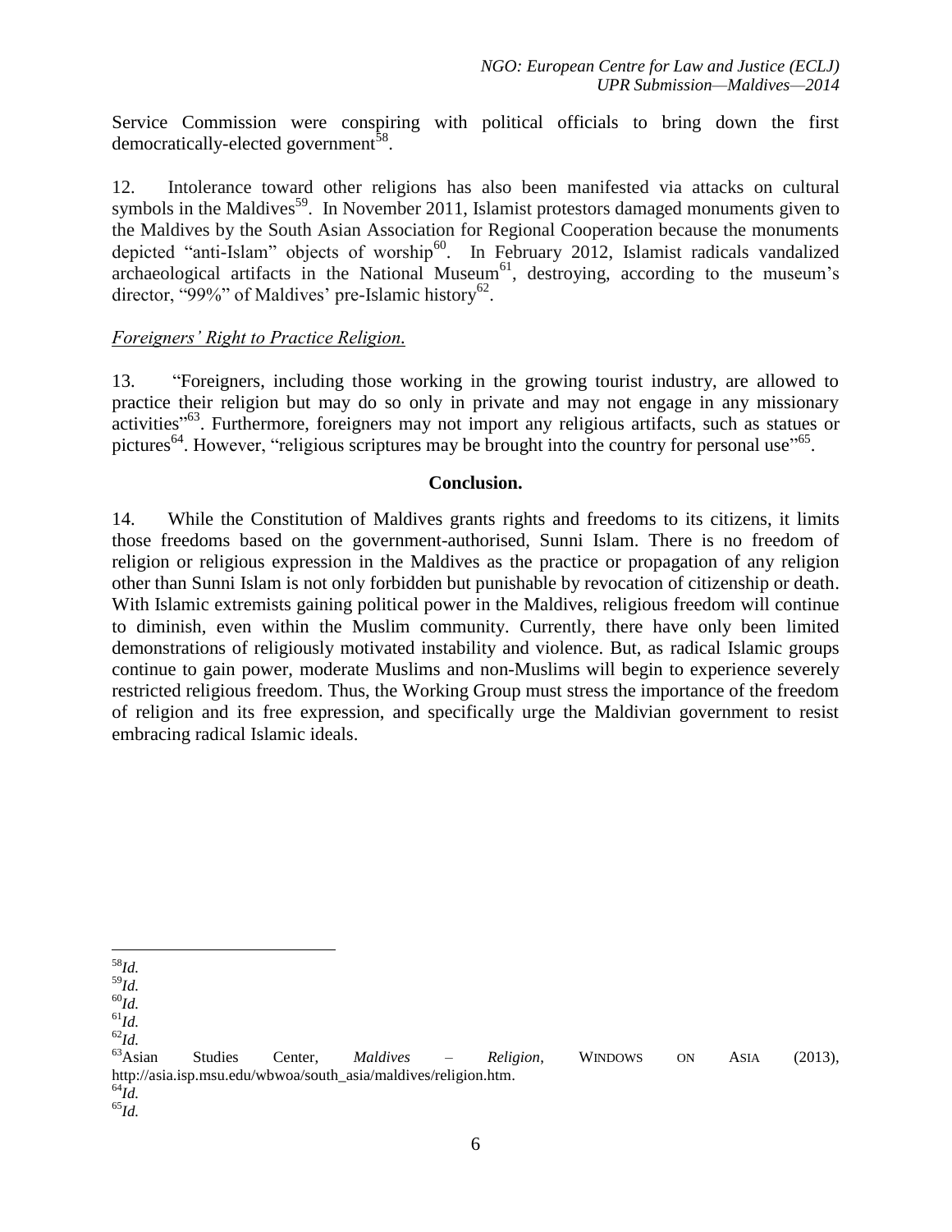Service Commission were conspiring with political officials to bring down the first democratically-elected government[58].

12. Intolerance toward other religions has also been manifested via attacks on cultural symbols in the Maldives[59]. In November 2011, Islamist protestors damaged monuments given to the Maldives by the South Asian Association for Regional Cooperation because the monuments depicted "anti-Islam" objects of worship[60]. In February 2012, Islamist radicals vandalized archaeological artifacts in the National Museum[61], destroying, according to the museum's director, "99%" of Maldives' pre-Islamic history[62].

*Foreigners' Right to Practice Religion.*

13. "Foreigners, including those working in the growing tourist industry, are allowed to practice their religion but may do so only in private and may not engage in any missionary activities"[63]. Furthermore, foreigners may not import any religious artifacts, such as statues or pictures[64]. However, "religious scriptures may be brought into the country for personal use"[65].

**Conclusion.**

14. While the Constitution of Maldives grants rights and freedoms to its citizens, it limits those freedoms based on the government-authorised, Sunni Islam. There is no freedom of religion or religious expression in the Maldives as the practice or propagation of any religion other than Sunni Islam is not only forbidden but punishable by revocation of citizenship or death. With Islamic extremists gaining political power in the Maldives, religious freedom will continue to diminish, even within the Muslim community. Currently, there have only been limited demonstrations of religiously motivated instability and violence. But, as radical Islamic groups continue to gain power, moderate Muslims and non-Muslims will begin to experience severely restricted religious freedom. Thus, the Working Group must stress the importance of the freedom of religion and its free expression, and specifically urge the Maldivian government to resist embracing radical Islamic ideals.

---

[58] *Id.*
[59] *Id.*
[60] *Id.*
[61] *Id.*
[62] *Id.*
[63] Asian Studies Center, *Maldives – Religion*, WINDOWS ON ASIA (2013), http://asia.isp.msu.edu/wbwoa/south_asia/maldives/religion.htm.
[64] *Id.*
[65] *Id.*